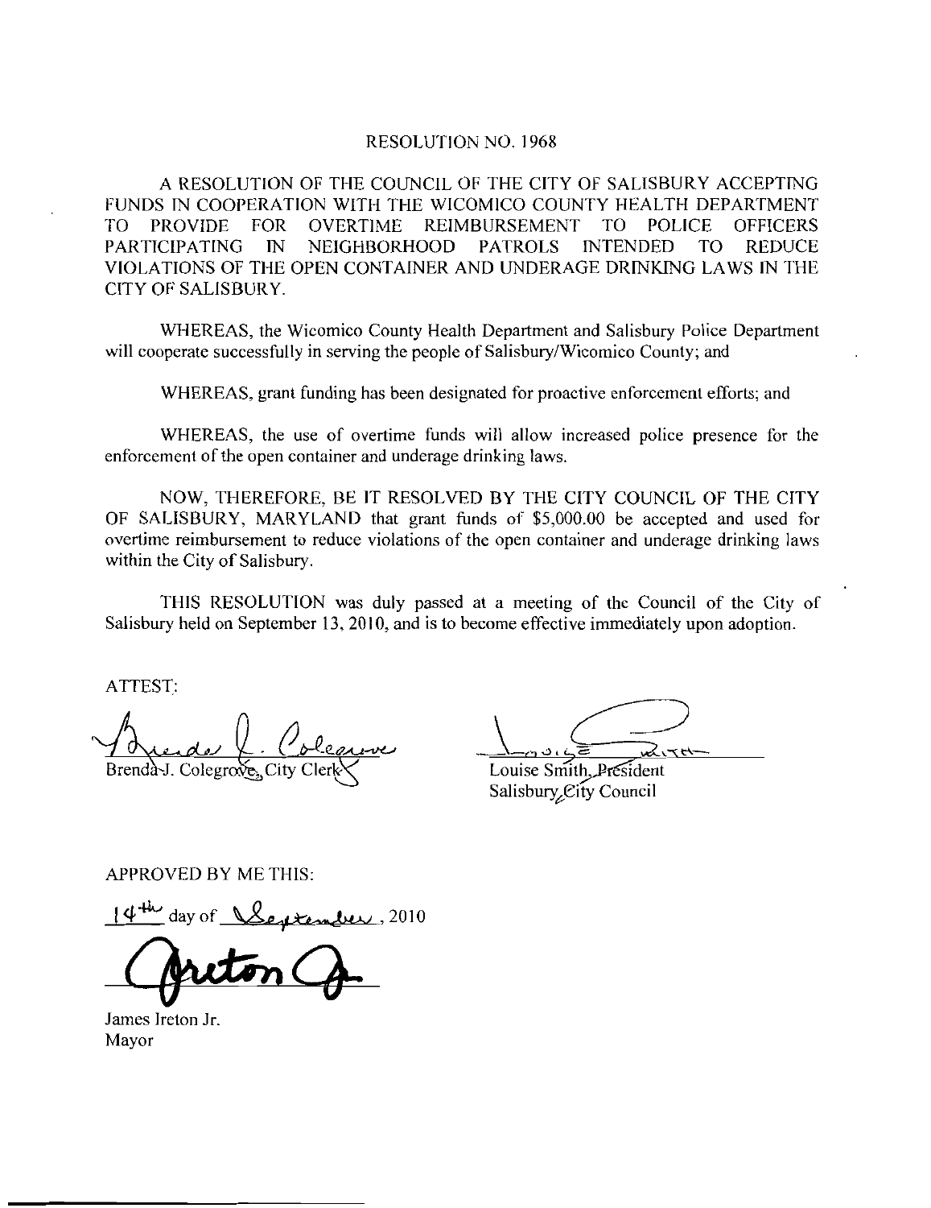# RESOLUTION NO. 1968

A RESOLUTION OF THE COUNCIL OF THE CITY OF SALISBURY ACCEPTING FUNDS IN COOPERATION WITH THE WICOMICO COUNTY HEALTH DEPARTMENT TO PROVIDE FOR OVERTIME REIMBURSEMENT TO POLICE OFFICERS PARTICIPATING IN NEIGHBORHOOD PATROLS INTENDED TO REDUCE VIOLATIONS OF THE OPEN CONTAINER AND UNDERAGE DRINKING LAWS IN THE CITY OF SALISBURY.

WHEREAS, the Wicomico County Health Department and Salisbury Police Department will cooperate successfully in serving the people of Salisbury/Wicomico County; and

WHEREAS, grant funding has been designated for proactive enforcement efforts; and

WHEREAS, the use of overtime funds will allow increased police presence for the enforcement of the open container and underage drinking laws.

NOW, THEREFORE, BE IT RESOLVED BY THE CITY COUNCIL OF THE CITY OF SALISBURY, MARYLAND that grant funds of $5,000.00 be accepted and used for overtime reimbursement to reduce violations of the open container and underage drinking laws within the City of Salisbury.

THIS RESOLUTION was duly passed at a meeting of the Council of the City of Salisbury held on September 13, 2010, and is to become effective immediately upon adoption.

ATTEST:

Brenda J. Colegrove, City Clerk

Louise Smith, President
Salisbury City Council

APPROVED BY ME THIS:

14th day of September, 2010

James Ireton Jr.
Mayor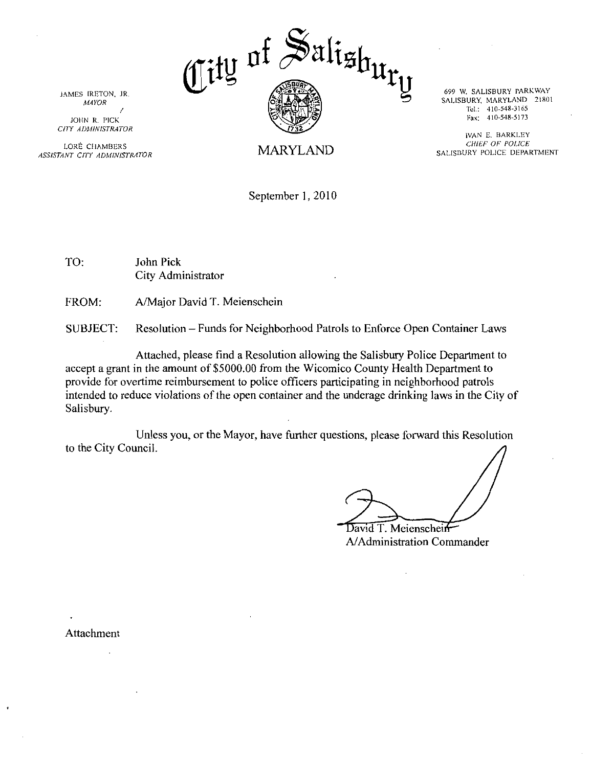# City of Salisbury

MARYLAND

JAMES IRETON, JR.
*MAYOR*

JOHN R. PICK
*CITY ADMINISTRATOR*

LORÉ CHAMBERS
*ASSISTANT CITY ADMINISTRATOR*

699 W. SALISBURY PARKWAY
SALISBURY, MARYLAND 21801
Tel.: 410-548-3165
Fax: 410-548-5173

IVAN E. BARKLEY
*CHIEF OF POLICE*
SALISBURY POLICE DEPARTMENT

September 1, 2010

TO: John Pick
City Administrator

FROM: A/Major David T. Meienschein

SUBJECT: Resolution – Funds for Neighborhood Patrols to Enforce Open Container Laws

Attached, please find a Resolution allowing the Salisbury Police Department to accept a grant in the amount of $5000.00 from the Wicomico County Health Department to provide for overtime reimbursement to police officers participating in neighborhood patrols intended to reduce violations of the open container and the underage drinking laws in the City of Salisbury.

Unless you, or the Mayor, have further questions, please forward this Resolution to the City Council.

David T. Meienschein
A/Administration Commander

Attachment